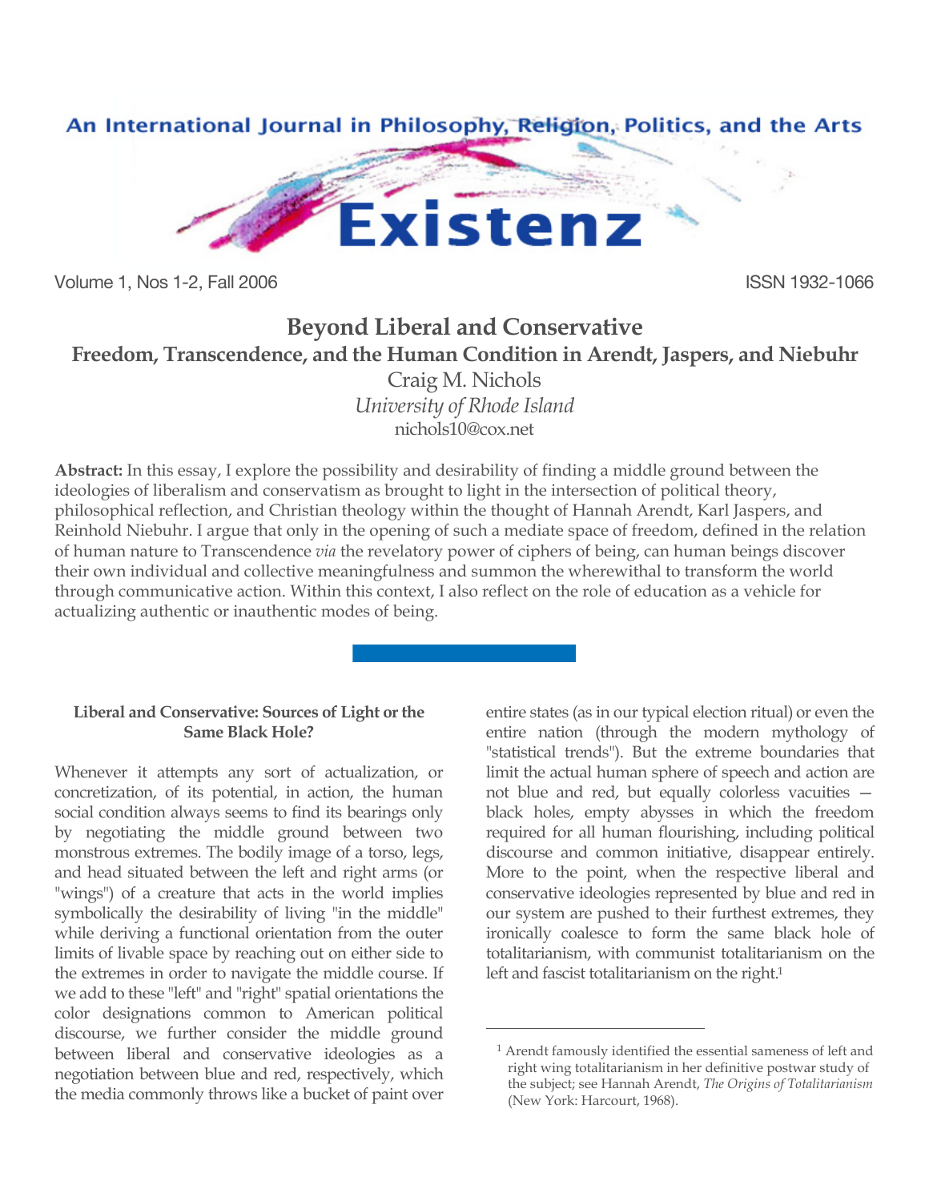An International Journal in Philosophy, Religion, Politics, and the Arts

# Existenz

Volume 1, Nos 1-2, Fall 2006 ISSN 1932-1066

## Beyond Liberal and Conservative
### Freedom, Transcendence, and the Human Condition in Arendt, Jaspers, and Niebuhr

Craig M. Nichols
*University of Rhode Island*
nichols10@cox.net

**Abstract:** In this essay, I explore the possibility and desirability of finding a middle ground between the ideologies of liberalism and conservatism as brought to light in the intersection of political theory, philosophical reflection, and Christian theology within the thought of Hannah Arendt, Karl Jaspers, and Reinhold Niebuhr. I argue that only in the opening of such a mediate space of freedom, defined in the relation of human nature to Transcendence *via* the revelatory power of ciphers of being, can human beings discover their own individual and collective meaningfulness and summon the wherewithal to transform the world through communicative action. Within this context, I also reflect on the role of education as a vehicle for actualizing authentic or inauthentic modes of being.

### Liberal and Conservative: Sources of Light or the Same Black Hole?

Whenever it attempts any sort of actualization, or concretization, of its potential, in action, the human social condition always seems to find its bearings only by negotiating the middle ground between two monstrous extremes. The bodily image of a torso, legs, and head situated between the left and right arms (or "wings") of a creature that acts in the world implies symbolically the desirability of living "in the middle" while deriving a functional orientation from the outer limits of livable space by reaching out on either side to the extremes in order to navigate the middle course. If we add to these "left" and "right" spatial orientations the color designations common to American political discourse, we further consider the middle ground between liberal and conservative ideologies as a negotiation between blue and red, respectively, which the media commonly throws like a bucket of paint over entire states (as in our typical election ritual) or even the entire nation (through the modern mythology of "statistical trends"). But the extreme boundaries that limit the actual human sphere of speech and action are not blue and red, but equally colorless vacuities — black holes, empty abysses in which the freedom required for all human flourishing, including political discourse and common initiative, disappear entirely. More to the point, when the respective liberal and conservative ideologies represented by blue and red in our system are pushed to their furthest extremes, they ironically coalesce to form the same black hole of totalitarianism, with communist totalitarianism on the left and fascist totalitarianism on the right.[1]

---

[1] Arendt famously identified the essential sameness of left and right wing totalitarianism in her definitive postwar study of the subject; see Hannah Arendt, *The Origins of Totalitarianism* (New York: Harcourt, 1968).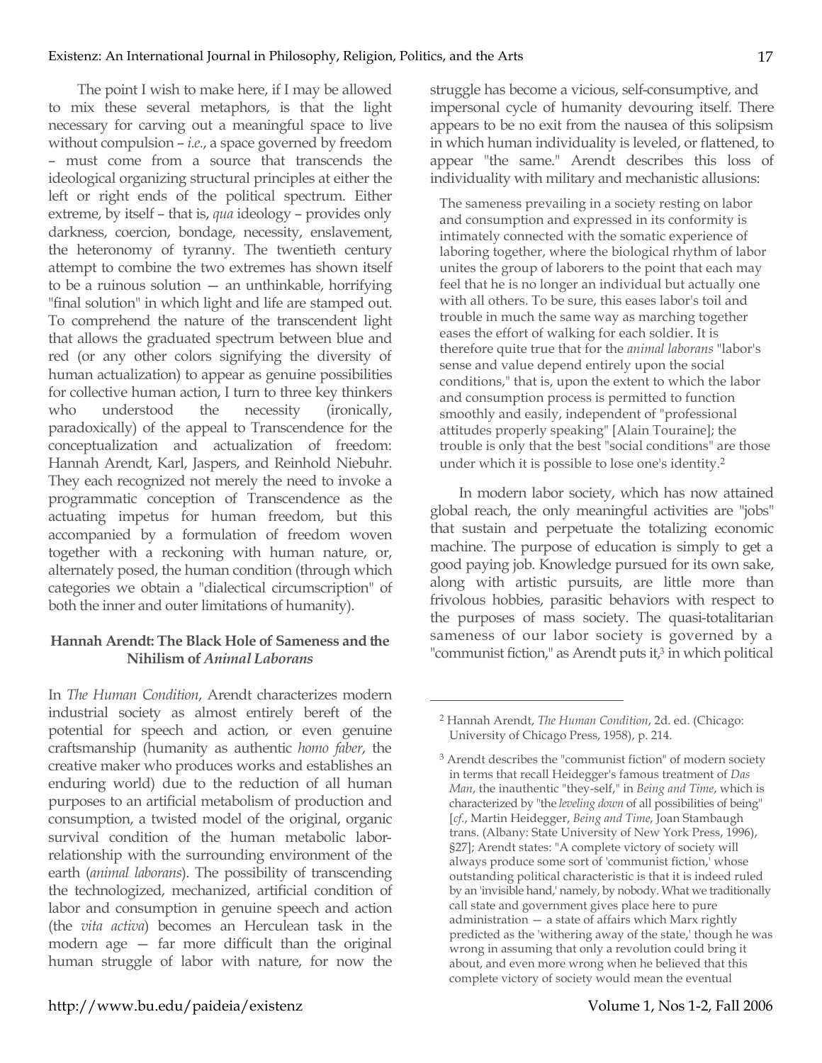The point I wish to make here, if I may be allowed to mix these several metaphors, is that the light necessary for carving out a meaningful space to live without compulsion – *i.e.*, a space governed by freedom – must come from a source that transcends the ideological organizing structural principles at either the left or right ends of the political spectrum. Either extreme, by itself – that is, *qua* ideology – provides only darkness, coercion, bondage, necessity, enslavement, the heteronomy of tyranny. The twentieth century attempt to combine the two extremes has shown itself to be a ruinous solution — an unthinkable, horrifying "final solution" in which light and life are stamped out. To comprehend the nature of the transcendent light that allows the graduated spectrum between blue and red (or any other colors signifying the diversity of human actualization) to appear as genuine possibilities for collective human action, I turn to three key thinkers who understood the necessity (ironically, paradoxically) of the appeal to Transcendence for the conceptualization and actualization of freedom: Hannah Arendt, Karl, Jaspers, and Reinhold Niebuhr. They each recognized not merely the need to invoke a programmatic conception of Transcendence as the actuating impetus for human freedom, but this accompanied by a formulation of freedom woven together with a reckoning with human nature, or, alternately posed, the human condition (through which categories we obtain a "dialectical circumscription" of both the inner and outer limitations of humanity).

## Hannah Arendt: The Black Hole of Sameness and the Nihilism of *Animal Laborans*

In *The Human Condition*, Arendt characterizes modern industrial society as almost entirely bereft of the potential for speech and action, or even genuine craftsmanship (humanity as authentic *homo faber*, the creative maker who produces works and establishes an enduring world) due to the reduction of all human purposes to an artificial metabolism of production and consumption, a twisted model of the original, organic survival condition of the human metabolic labor-relationship with the surrounding environment of the earth (*animal laborans*). The possibility of transcending the technologized, mechanized, artificial condition of labor and consumption in genuine speech and action (the *vita activa*) becomes an Herculean task in the modern age — far more difficult than the original human struggle of labor with nature, for now the struggle has become a vicious, self-consumptive, and impersonal cycle of humanity devouring itself. There appears to be no exit from the nausea of this solipsism in which human individuality is leveled, or flattened, to appear "the same." Arendt describes this loss of individuality with military and mechanistic allusions:

> The sameness prevailing in a society resting on labor and consumption and expressed in its conformity is intimately connected with the somatic experience of laboring together, where the biological rhythm of labor unites the group of laborers to the point that each may feel that he is no longer an individual but actually one with all others. To be sure, this eases labor's toil and trouble in much the same way as marching together eases the effort of walking for each soldier. It is therefore quite true that for the *animal laborans* "labor's sense and value depend entirely upon the social conditions," that is, upon the extent to which the labor and consumption process is permitted to function smoothly and easily, independent of "professional attitudes properly speaking" [Alain Touraine]; the trouble is only that the best "social conditions" are those under which it is possible to lose one's identity.[2]

In modern labor society, which has now attained global reach, the only meaningful activities are "jobs" that sustain and perpetuate the totalizing economic machine. The purpose of education is simply to get a good paying job. Knowledge pursued for its own sake, along with artistic pursuits, are little more than frivolous hobbies, parasitic behaviors with respect to the purposes of mass society. The quasi-totalitarian sameness of our labor society is governed by a "communist fiction," as Arendt puts it,[3] in which political

---

[2] Hannah Arendt, *The Human Condition*, 2d. ed. (Chicago: University of Chicago Press, 1958), p. 214.

[3] Arendt describes the "communist fiction" of modern society in terms that recall Heidegger's famous treatment of *Das Man*, the inauthentic "they-self," in *Being and Time*, which is characterized by "the *leveling down* of all possibilities of being" [*cf.*, Martin Heidegger, *Being and Time*, Joan Stambaugh trans. (Albany: State University of New York Press, 1996), §27]; Arendt states: "A complete victory of society will always produce some sort of 'communist fiction,' whose outstanding political characteristic is that it is indeed ruled by an 'invisible hand,' namely, by nobody. What we traditionally call state and government gives place here to pure administration — a state of affairs which Marx rightly predicted as the 'withering away of the state,' though he was wrong in assuming that only a revolution could bring it about, and even more wrong when he believed that this complete victory of society would mean the eventual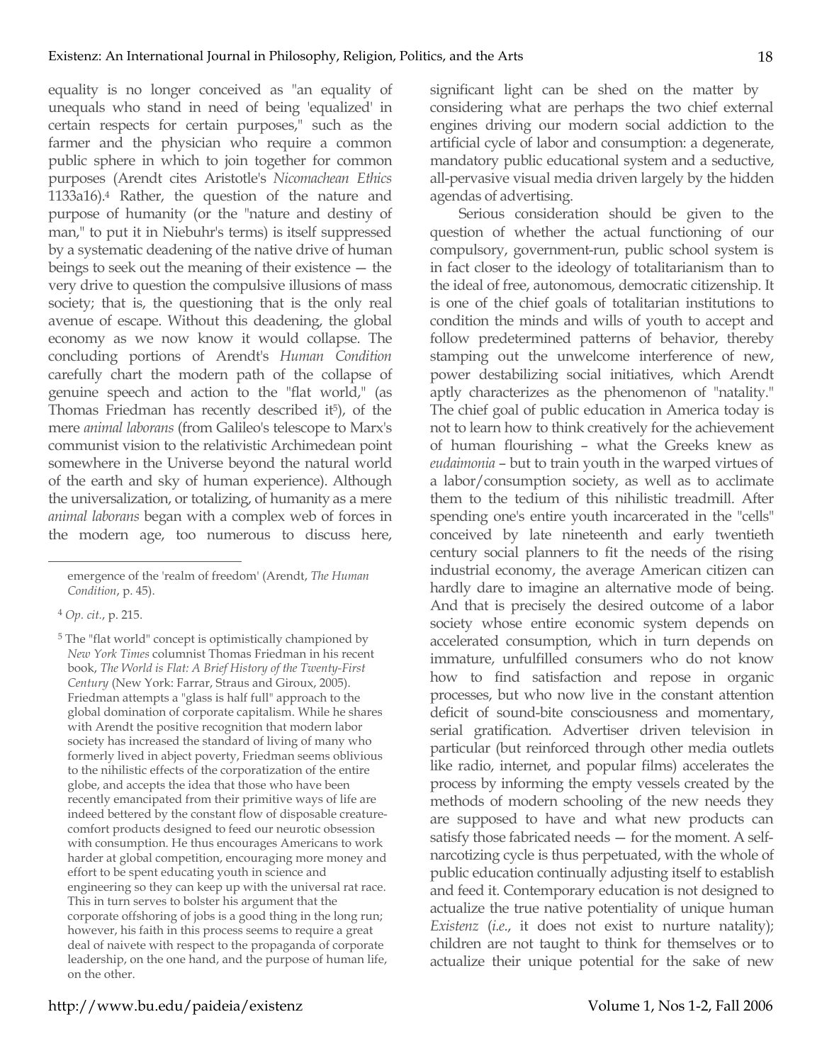equality is no longer conceived as "an equality of unequals who stand in need of being 'equalized' in certain respects for certain purposes," such as the farmer and the physician who require a common public sphere in which to join together for common purposes (Arendt cites Aristotle's *Nicomachean Ethics* 1133a16).[4] Rather, the question of the nature and purpose of humanity (or the "nature and destiny of man," to put it in Niebuhr's terms) is itself suppressed by a systematic deadening of the native drive of human beings to seek out the meaning of their existence — the very drive to question the compulsive illusions of mass society; that is, the questioning that is the only real avenue of escape. Without this deadening, the global economy as we now know it would collapse. The concluding portions of Arendt's *Human Condition* carefully chart the modern path of the collapse of genuine speech and action to the "flat world," (as Thomas Friedman has recently described it[5]), of the mere *animal laborans* (from Galileo's telescope to Marx's communist vision to the relativistic Archimedean point somewhere in the Universe beyond the natural world of the earth and sky of human experience). Although the universalization, or totalizing, of humanity as a mere *animal laborans* began with a complex web of forces in the modern age, too numerous to discuss here, significant light can be shed on the matter by considering what are perhaps the two chief external engines driving our modern social addiction to the artificial cycle of labor and consumption: a degenerate, mandatory public educational system and a seductive, all-pervasive visual media driven largely by the hidden agendas of advertising.

Serious consideration should be given to the question of whether the actual functioning of our compulsory, government-run, public school system is in fact closer to the ideology of totalitarianism than to the ideal of free, autonomous, democratic citizenship. It is one of the chief goals of totalitarian institutions to condition the minds and wills of youth to accept and follow predetermined patterns of behavior, thereby stamping out the unwelcome interference of new, power destabilizing social initiatives, which Arendt aptly characterizes as the phenomenon of "natality." The chief goal of public education in America today is not to learn how to think creatively for the achievement of human flourishing – what the Greeks knew as *eudaimonia* – but to train youth in the warped virtues of a labor/consumption society, as well as to acclimate them to the tedium of this nihilistic treadmill. After spending one's entire youth incarcerated in the "cells" conceived by late nineteenth and early twentieth century social planners to fit the needs of the rising industrial economy, the average American citizen can hardly dare to imagine an alternative mode of being. And that is precisely the desired outcome of a labor society whose entire economic system depends on accelerated consumption, which in turn depends on immature, unfulfilled consumers who do not know how to find satisfaction and repose in organic processes, but who now live in the constant attention deficit of sound-bite consciousness and momentary, serial gratification. Advertiser driven television in particular (but reinforced through other media outlets like radio, internet, and popular films) accelerates the process by informing the empty vessels created by the methods of modern schooling of the new needs they are supposed to have and what new products can satisfy those fabricated needs — for the moment. A self-narcotizing cycle is thus perpetuated, with the whole of public education continually adjusting itself to establish and feed it. Contemporary education is not designed to actualize the true native potentiality of unique human *Existenz* (*i.e.*, it does not exist to nurture natality); children are not taught to think for themselves or to actualize their unique potential for the sake of new

---

emergence of the 'realm of freedom' (Arendt, *The Human Condition*, p. 45).

[4] *Op. cit.*, p. 215.

[5] The "flat world" concept is optimistically championed by *New York Times* columnist Thomas Friedman in his recent book, *The World is Flat: A Brief History of the Twenty-First Century* (New York: Farrar, Straus and Giroux, 2005). Friedman attempts a "glass is half full" approach to the global domination of corporate capitalism. While he shares with Arendt the positive recognition that modern labor society has increased the standard of living of many who formerly lived in abject poverty, Friedman seems oblivious to the nihilistic effects of the corporatization of the entire globe, and accepts the idea that those who have been recently emancipated from their primitive ways of life are indeed bettered by the constant flow of disposable creature-comfort products designed to feed our neurotic obsession with consumption. He thus encourages Americans to work harder at global competition, encouraging more money and effort to be spent educating youth in science and engineering so they can keep up with the universal rat race. This in turn serves to bolster his argument that the corporate offshoring of jobs is a good thing in the long run; however, his faith in this process seems to require a great deal of naivete with respect to the propaganda of corporate leadership, on the one hand, and the purpose of human life, on the other.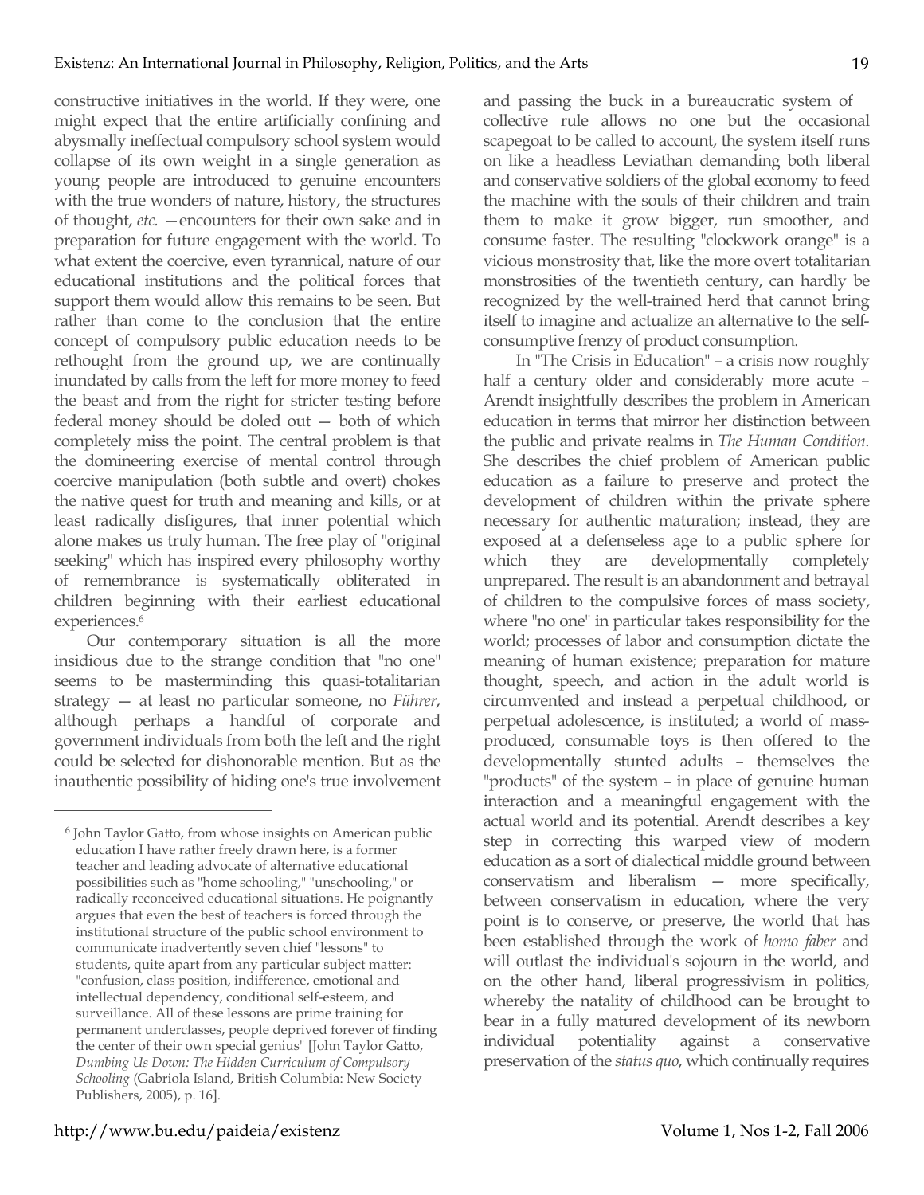constructive initiatives in the world. If they were, one might expect that the entire artificially confining and abysmally ineffectual compulsory school system would collapse of its own weight in a single generation as young people are introduced to genuine encounters with the true wonders of nature, history, the structures of thought, *etc.* —encounters for their own sake and in preparation for future engagement with the world. To what extent the coercive, even tyrannical, nature of our educational institutions and the political forces that support them would allow this remains to be seen. But rather than come to the conclusion that the entire concept of compulsory public education needs to be rethought from the ground up, we are continually inundated by calls from the left for more money to feed the beast and from the right for stricter testing before federal money should be doled out — both of which completely miss the point. The central problem is that the domineering exercise of mental control through coercive manipulation (both subtle and overt) chokes the native quest for truth and meaning and kills, or at least radically disfigures, that inner potential which alone makes us truly human. The free play of "original seeking" which has inspired every philosophy worthy of remembrance is systematically obliterated in children beginning with their earliest educational experiences.[6]

Our contemporary situation is all the more insidious due to the strange condition that "no one" seems to be masterminding this quasi-totalitarian strategy — at least no particular someone, no *Führer*, although perhaps a handful of corporate and government individuals from both the left and the right could be selected for dishonorable mention. But as the inauthentic possibility of hiding one's true involvement and passing the buck in a bureaucratic system of collective rule allows no one but the occasional scapegoat to be called to account, the system itself runs on like a headless Leviathan demanding both liberal and conservative soldiers of the global economy to feed the machine with the souls of their children and train them to make it grow bigger, run smoother, and consume faster. The resulting "clockwork orange" is a vicious monstrosity that, like the more overt totalitarian monstrosities of the twentieth century, can hardly be recognized by the well-trained herd that cannot bring itself to imagine and actualize an alternative to the self-consumptive frenzy of product consumption.

In "The Crisis in Education" – a crisis now roughly half a century older and considerably more acute – Arendt insightfully describes the problem in American education in terms that mirror her distinction between the public and private realms in *The Human Condition*. She describes the chief problem of American public education as a failure to preserve and protect the development of children within the private sphere necessary for authentic maturation; instead, they are exposed at a defenseless age to a public sphere for which they are developmentally completely unprepared. The result is an abandonment and betrayal of children to the compulsive forces of mass society, where "no one" in particular takes responsibility for the world; processes of labor and consumption dictate the meaning of human existence; preparation for mature thought, speech, and action in the adult world is circumvented and instead a perpetual childhood, or perpetual adolescence, is instituted; a world of mass-produced, consumable toys is then offered to the developmentally stunted adults – themselves the "products" of the system – in place of genuine human interaction and a meaningful engagement with the actual world and its potential. Arendt describes a key step in correcting this warped view of modern education as a sort of dialectical middle ground between conservatism and liberalism — more specifically, between conservatism in education, where the very point is to conserve, or preserve, the world that has been established through the work of *homo faber* and will outlast the individual's sojourn in the world, and on the other hand, liberal progressivism in politics, whereby the natality of childhood can be brought to bear in a fully matured development of its newborn individual potentiality against a conservative preservation of the *status quo*, which continually requires

---

[6] John Taylor Gatto, from whose insights on American public education I have rather freely drawn here, is a former teacher and leading advocate of alternative educational possibilities such as "home schooling," "unschooling," or radically reconceived educational situations. He poignantly argues that even the best of teachers is forced through the institutional structure of the public school environment to communicate inadvertently seven chief "lessons" to students, quite apart from any particular subject matter: "confusion, class position, indifference, emotional and intellectual dependency, conditional self-esteem, and surveillance. All of these lessons are prime training for permanent underclasses, people deprived forever of finding the center of their own special genius" [John Taylor Gatto, *Dumbing Us Down: The Hidden Curriculum of Compulsory Schooling* (Gabriola Island, British Columbia: New Society Publishers, 2005), p. 16].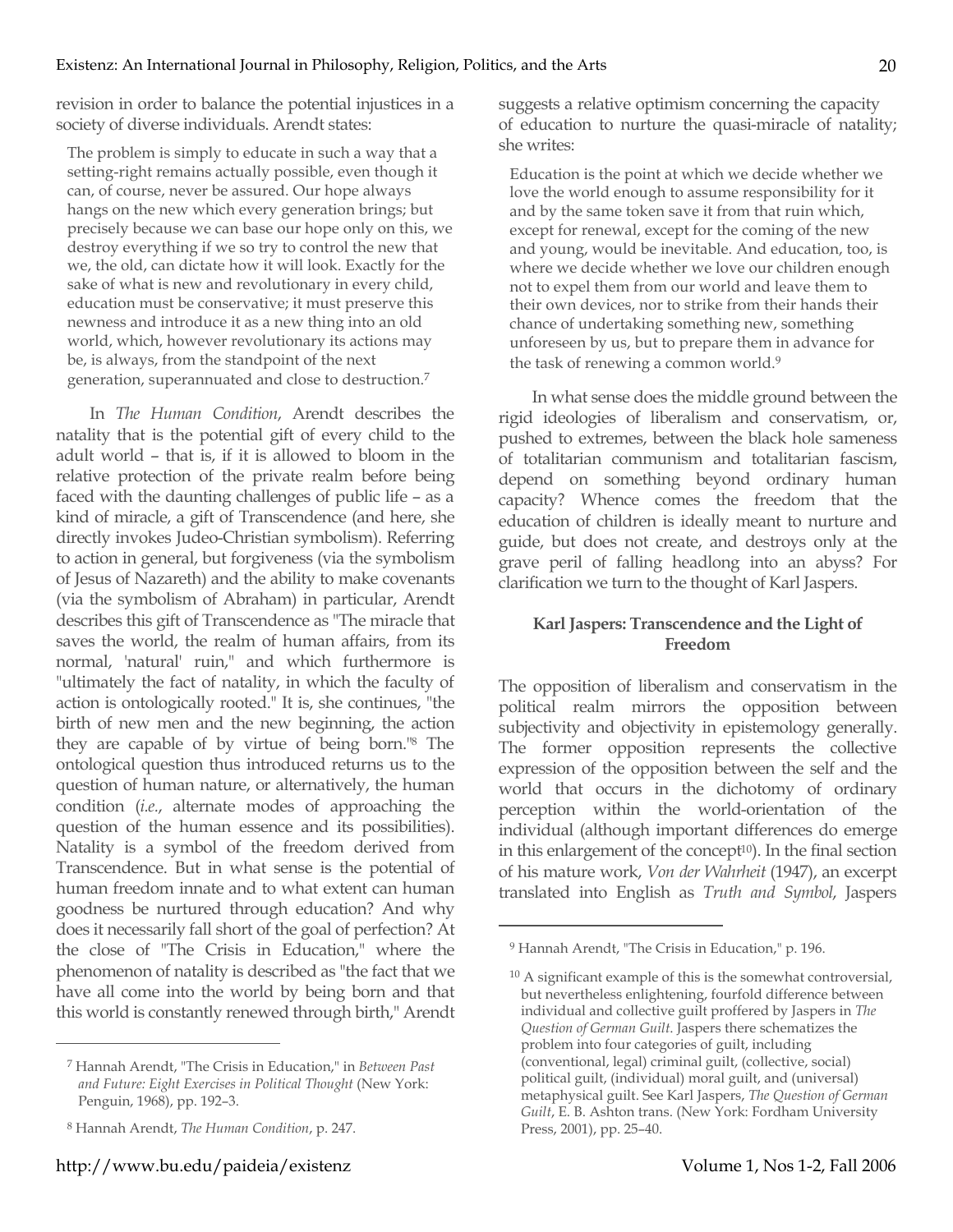revision in order to balance the potential injustices in a society of diverse individuals. Arendt states:

> The problem is simply to educate in such a way that a setting-right remains actually possible, even though it can, of course, never be assured. Our hope always hangs on the new which every generation brings; but precisely because we can base our hope only on this, we destroy everything if we so try to control the new that we, the old, can dictate how it will look. Exactly for the sake of what is new and revolutionary in every child, education must be conservative; it must preserve this newness and introduce it as a new thing into an old world, which, however revolutionary its actions may be, is always, from the standpoint of the next generation, superannuated and close to destruction.[7]

In *The Human Condition*, Arendt describes the natality that is the potential gift of every child to the adult world – that is, if it is allowed to bloom in the relative protection of the private realm before being faced with the daunting challenges of public life – as a kind of miracle, a gift of Transcendence (and here, she directly invokes Judeo-Christian symbolism). Referring to action in general, but forgiveness (via the symbolism of Jesus of Nazareth) and the ability to make covenants (via the symbolism of Abraham) in particular, Arendt describes this gift of Transcendence as "The miracle that saves the world, the realm of human affairs, from its normal, 'natural' ruin," and which furthermore is "ultimately the fact of natality, in which the faculty of action is ontologically rooted." It is, she continues, "the birth of new men and the new beginning, the action they are capable of by virtue of being born."[8] The ontological question thus introduced returns us to the question of human nature, or alternatively, the human condition (*i.e.*, alternate modes of approaching the question of the human essence and its possibilities). Natality is a symbol of the freedom derived from Transcendence. But in what sense is the potential of human freedom innate and to what extent can human goodness be nurtured through education? And why does it necessarily fall short of the goal of perfection? At the close of "The Crisis in Education," where the phenomenon of natality is described as "the fact that we have all come into the world by being born and that this world is constantly renewed through birth," Arendt suggests a relative optimism concerning the capacity of education to nurture the quasi-miracle of natality; she writes:

> Education is the point at which we decide whether we love the world enough to assume responsibility for it and by the same token save it from that ruin which, except for renewal, except for the coming of the new and young, would be inevitable. And education, too, is where we decide whether we love our children enough not to expel them from our world and leave them to their own devices, nor to strike from their hands their chance of undertaking something new, something unforeseen by us, but to prepare them in advance for the task of renewing a common world.[9]

In what sense does the middle ground between the rigid ideologies of liberalism and conservatism, or, pushed to extremes, between the black hole sameness of totalitarian communism and totalitarian fascism, depend on something beyond ordinary human capacity? Whence comes the freedom that the education of children is ideally meant to nurture and guide, but does not create, and destroys only at the grave peril of falling headlong into an abyss? For clarification we turn to the thought of Karl Jaspers.

## Karl Jaspers: Transcendence and the Light of Freedom

The opposition of liberalism and conservatism in the political realm mirrors the opposition between subjectivity and objectivity in epistemology generally. The former opposition represents the collective expression of the opposition between the self and the world that occurs in the dichotomy of ordinary perception within the world-orientation of the individual (although important differences do emerge in this enlargement of the concept[10]). In the final section of his mature work, *Von der Wahrheit* (1947), an excerpt translated into English as *Truth and Symbol*, Jaspers

---

[7] Hannah Arendt, "The Crisis in Education," in *Between Past and Future: Eight Exercises in Political Thought* (New York: Penguin, 1968), pp. 192–3.

[8] Hannah Arendt, *The Human Condition*, p. 247.

[9] Hannah Arendt, "The Crisis in Education," p. 196.

[10] A significant example of this is the somewhat controversial, but nevertheless enlightening, fourfold difference between individual and collective guilt proffered by Jaspers in *The Question of German Guilt*. Jaspers there schematizes the problem into four categories of guilt, including (conventional, legal) criminal guilt, (collective, social) political guilt, (individual) moral guilt, and (universal) metaphysical guilt. See Karl Jaspers, *The Question of German Guilt*, E. B. Ashton trans. (New York: Fordham University Press, 2001), pp. 25–40.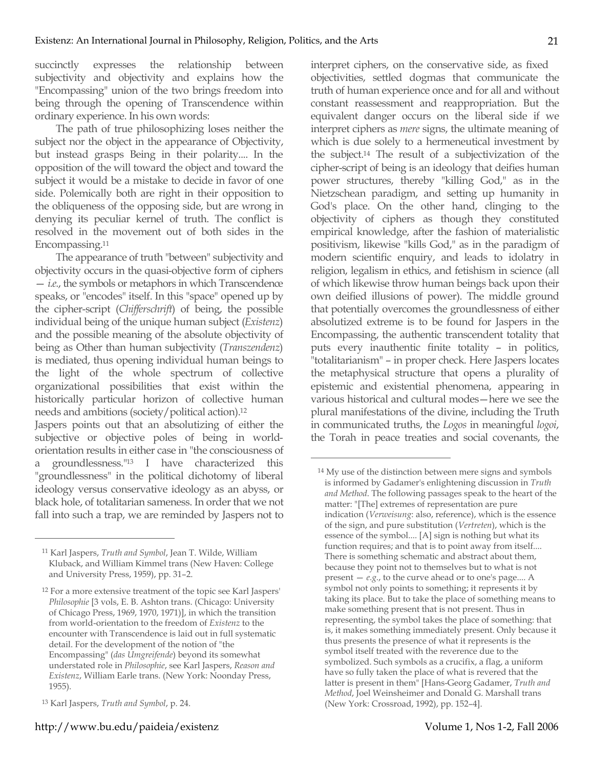succinctly expresses the relationship between subjectivity and objectivity and explains how the "Encompassing" union of the two brings freedom into being through the opening of Transcendence within ordinary experience. In his own words:

> The path of true philosophizing loses neither the subject nor the object in the appearance of Objectivity, but instead grasps Being in their polarity.... In the opposition of the will toward the object and toward the subject it would be a mistake to decide in favor of one side. Polemically both are right in their opposition to the obliqueness of the opposing side, but are wrong in denying its peculiar kernel of truth. The conflict is resolved in the movement out of both sides in the Encompassing.[11]

> The appearance of truth "between" subjectivity and objectivity occurs in the quasi-objective form of ciphers — *i.e.*, the symbols or metaphors in which Transcendence speaks, or "encodes" itself. In this "space" opened up by the cipher-script (*Chifferschrift*) of being, the possible individual being of the unique human subject (*Existenz*) and the possible meaning of the absolute objectivity of being as Other than human subjectivity (*Transzendenz*) is mediated, thus opening individual human beings to the light of the whole spectrum of collective organizational possibilities that exist within the historically particular horizon of collective human needs and ambitions (society/political action).[12]

Jaspers points out that an absolutizing of either the subjective or objective poles of being in world-orientation results in either case in "the consciousness of a groundlessness."[13] I have characterized this "groundlessness" in the political dichotomy of liberal ideology versus conservative ideology as an abyss, or black hole, of totalitarian sameness. In order that we not fall into such a trap, we are reminded by Jaspers not to interpret ciphers, on the conservative side, as fixed objectivities, settled dogmas that communicate the truth of human experience once and for all and without constant reassessment and reappropriation. But the equivalent danger occurs on the liberal side if we interpret ciphers as *mere* signs, the ultimate meaning of which is due solely to a hermeneutical investment by the subject.[14] The result of a subjectivization of the cipher-script of being is an ideology that deifies human power structures, thereby "killing God," as in the Nietzschean paradigm, and setting up humanity in God's place. On the other hand, clinging to the objectivity of ciphers as though they constituted empirical knowledge, after the fashion of materialistic positivism, likewise "kills God," as in the paradigm of modern scientific enquiry, and leads to idolatry in religion, legalism in ethics, and fetishism in science (all of which likewise throw human beings back upon their own deified illusions of power). The middle ground that potentially overcomes the groundlessness of either absolutized extreme is to be found for Jaspers in the Encompassing, the authentic transcendent totality that puts every inauthentic finite totality – in politics, "totalitarianism" – in proper check. Here Jaspers locates the metaphysical structure that opens a plurality of epistemic and existential phenomena, appearing in various historical and cultural modes—here we see the plural manifestations of the divine, including the Truth in communicated truths, the *Logos* in meaningful *logoi*, the Torah in peace treaties and social covenants, the

---

[11] Karl Jaspers, *Truth and Symbol*, Jean T. Wilde, William Kluback, and William Kimmel trans (New Haven: College and University Press, 1959), pp. 31–2.

[12] For a more extensive treatment of the topic see Karl Jaspers' *Philosophie* [3 vols, E. B. Ashton trans. (Chicago: University of Chicago Press, 1969, 1970, 1971)], in which the transition from world-orientation to the freedom of *Existenz* to the encounter with Transcendence is laid out in full systematic detail. For the development of the notion of "the Encompassing" (*das Umgreifende*) beyond its somewhat understated role in *Philosophie*, see Karl Jaspers, *Reason and Existenz*, William Earle trans. (New York: Noonday Press, 1955).

[13] Karl Jaspers, *Truth and Symbol*, p. 24.

[14] My use of the distinction between mere signs and symbols is informed by Gadamer's enlightening discussion in *Truth and Method*. The following passages speak to the heart of the matter: "[The] extremes of representation are pure indication (*Verweisung*: also, reference), which is the essence of the sign, and pure substitution (*Vertreten*), which is the essence of the symbol.... [A] sign is nothing but what its function requires; and that is to point away from itself.... There is something schematic and abstract about them, because they point not to themselves but to what is not present — *e.g.*, to the curve ahead or to one's page.... A symbol not only points to something; it represents it by taking its place. But to take the place of something means to make something present that is not present. Thus in representing, the symbol takes the place of something: that is, it makes something immediately present. Only because it thus presents the presence of what it represents is the symbol itself treated with the reverence due to the symbolized. Such symbols as a crucifix, a flag, a uniform have so fully taken the place of what is revered that the latter is present in them" [Hans-Georg Gadamer, *Truth and Method*, Joel Weinsheimer and Donald G. Marshall trans (New York: Crossroad, 1992), pp. 152–4].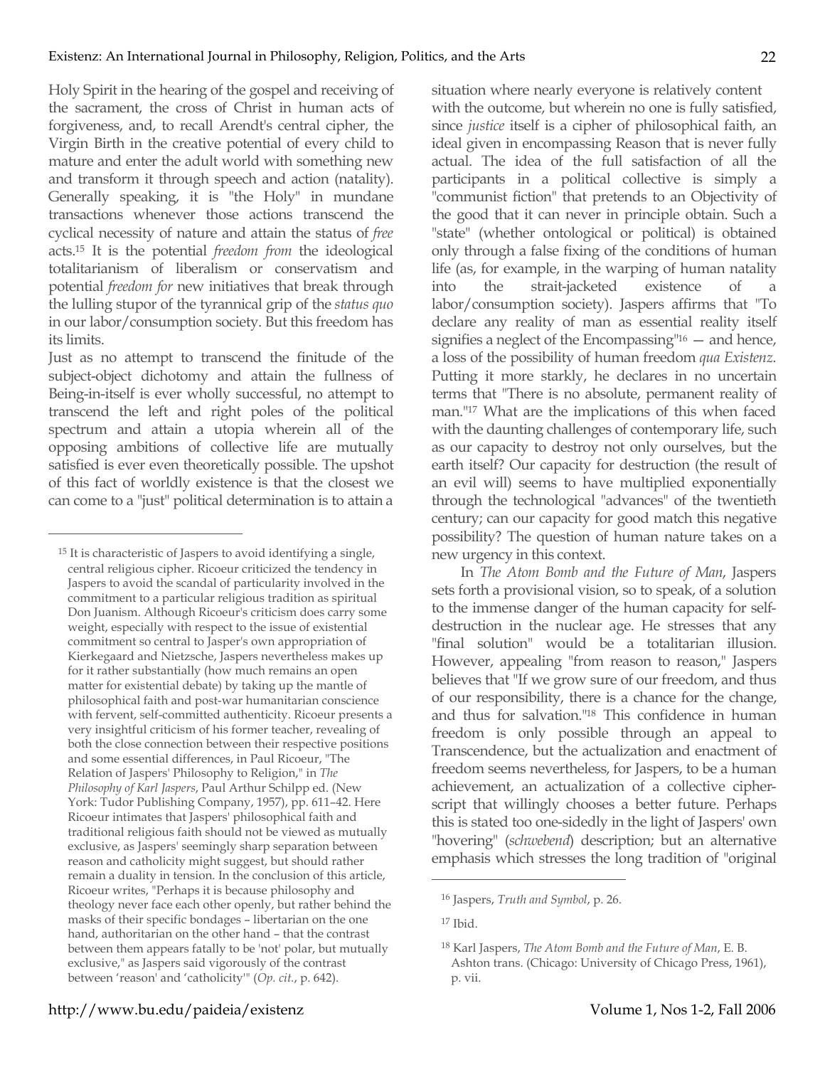Holy Spirit in the hearing of the gospel and receiving of the sacrament, the cross of Christ in human acts of forgiveness, and, to recall Arendt's central cipher, the Virgin Birth in the creative potential of every child to mature and enter the adult world with something new and transform it through speech and action (natality). Generally speaking, it is "the Holy" in mundane transactions whenever those actions transcend the cyclical necessity of nature and attain the status of *free* acts.[15] It is the potential *freedom from* the ideological totalitarianism of liberalism or conservatism and potential *freedom for* new initiatives that break through the lulling stupor of the tyrannical grip of the *status quo* in our labor/consumption society. But this freedom has its limits.

Just as no attempt to transcend the finitude of the subject-object dichotomy and attain the fullness of Being-in-itself is ever wholly successful, no attempt to transcend the left and right poles of the political spectrum and attain a utopia wherein all of the opposing ambitions of collective life are mutually satisfied is ever even theoretically possible. The upshot of this fact of worldly existence is that the closest we can come to a "just" political determination is to attain a situation where nearly everyone is relatively content with the outcome, but wherein no one is fully satisfied, since *justice* itself is a cipher of philosophical faith, an ideal given in encompassing Reason that is never fully actual. The idea of the full satisfaction of all the participants in a political collective is simply a "communist fiction" that pretends to an Objectivity of the good that it can never in principle obtain. Such a "state" (whether ontological or political) is obtained only through a false fixing of the conditions of human life (as, for example, in the warping of human natality into the strait-jacketed existence of a labor/consumption society). Jaspers affirms that "To declare any reality of man as essential reality itself signifies a neglect of the Encompassing"[16] — and hence, a loss of the possibility of human freedom *qua Existenz*. Putting it more starkly, he declares in no uncertain terms that "There is no absolute, permanent reality of man."[17] What are the implications of this when faced with the daunting challenges of contemporary life, such as our capacity to destroy not only ourselves, but the earth itself? Our capacity for destruction (the result of an evil will) seems to have multiplied exponentially through the technological "advances" of the twentieth century; can our capacity for good match this negative possibility? The question of human nature takes on a new urgency in this context.

In *The Atom Bomb and the Future of Man*, Jaspers sets forth a provisional vision, so to speak, of a solution to the immense danger of the human capacity for self-destruction in the nuclear age. He stresses that any "final solution" would be a totalitarian illusion. However, appealing "from reason to reason," Jaspers believes that "If we grow sure of our freedom, and thus of our responsibility, there is a chance for the change, and thus for salvation."[18] This confidence in human freedom is only possible through an appeal to Transcendence, but the actualization and enactment of freedom seems nevertheless, for Jaspers, to be a human achievement, an actualization of a collective cipher-script that willingly chooses a better future. Perhaps this is stated too one-sidedly in the light of Jaspers' own "hovering" (*schwebend*) description; but an alternative emphasis which stresses the long tradition of "original

---

[15] It is characteristic of Jaspers to avoid identifying a single, central religious cipher. Ricoeur criticized the tendency in Jaspers to avoid the scandal of particularity involved in the commitment to a particular religious tradition as spiritual Don Juanism. Although Ricoeur's criticism does carry some weight, especially with respect to the issue of existential commitment so central to Jasper's own appropriation of Kierkegaard and Nietzsche, Jaspers nevertheless makes up for it rather substantially (how much remains an open matter for existential debate) by taking up the mantle of philosophical faith and post-war humanitarian conscience with fervent, self-committed authenticity. Ricoeur presents a very insightful criticism of his former teacher, revealing of both the close connection between their respective positions and some essential differences, in Paul Ricoeur, "The Relation of Jaspers' Philosophy to Religion," in *The Philosophy of Karl Jaspers*, Paul Arthur Schilpp ed. (New York: Tudor Publishing Company, 1957), pp. 611–42. Here Ricoeur intimates that Jaspers' philosophical faith and traditional religious faith should not be viewed as mutually exclusive, as Jaspers' seemingly sharp separation between reason and catholicity might suggest, but should rather remain a duality in tension. In the conclusion of this article, Ricoeur writes, "Perhaps it is because philosophy and theology never face each other openly, but rather behind the masks of their specific bondages – libertarian on the one hand, authoritarian on the other hand – that the contrast between them appears fatally to be 'not' polar, but mutually exclusive," as Jaspers said vigorously of the contrast between 'reason' and 'catholicity'" (*Op. cit.*, p. 642).

[16] Jaspers, *Truth and Symbol*, p. 26.

[17] Ibid.

[18] Karl Jaspers, *The Atom Bomb and the Future of Man*, E. B. Ashton trans. (Chicago: University of Chicago Press, 1961), p. vii.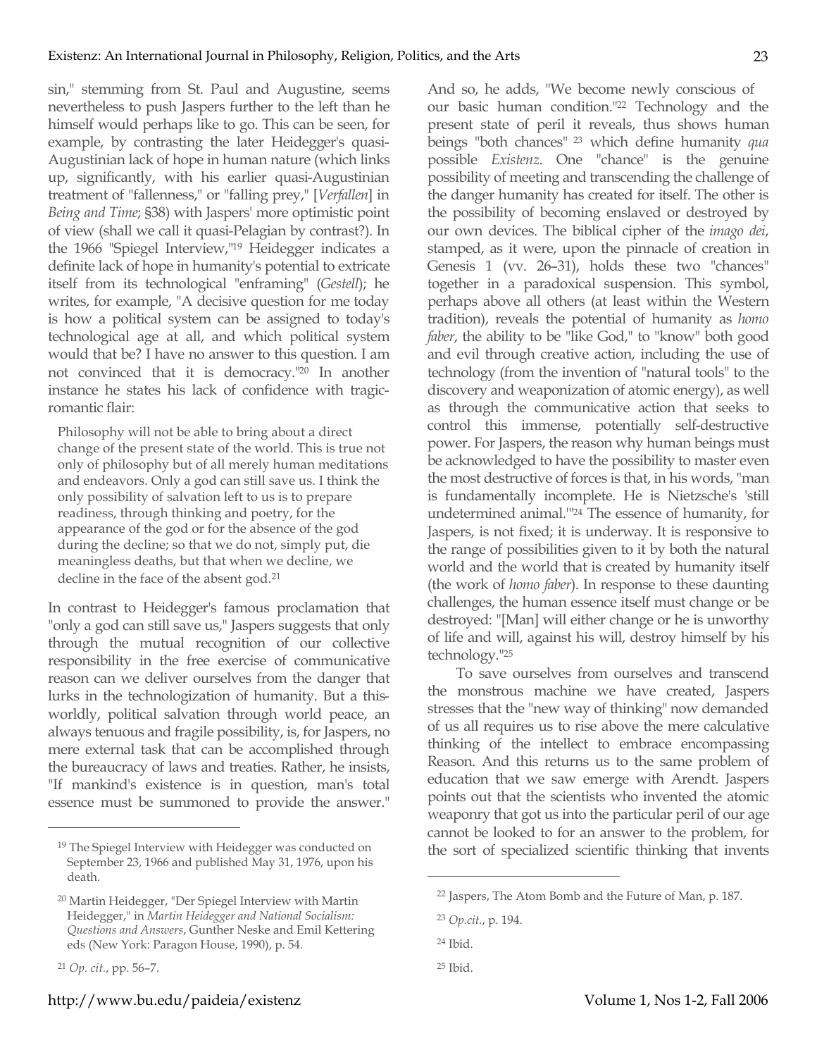sin," stemming from St. Paul and Augustine, seems nevertheless to push Jaspers further to the left than he himself would perhaps like to go. This can be seen, for example, by contrasting the later Heidegger's quasi-Augustinian lack of hope in human nature (which links up, significantly, with his earlier quasi-Augustinian treatment of "fallenness," or "falling prey," [*Verfallen*] in *Being and Time*; §38) with Jaspers' more optimistic point of view (shall we call it quasi-Pelagian by contrast?). In the 1966 "Spiegel Interview,"[19] Heidegger indicates a definite lack of hope in humanity's potential to extricate itself from its technological "enframing" (*Gestell*); he writes, for example, "A decisive question for me today is how a political system can be assigned to today's technological age at all, and which political system would that be? I have no answer to this question. I am not convinced that it is democracy."[20] In another instance he states his lack of confidence with tragic-romantic flair:

> Philosophy will not be able to bring about a direct change of the present state of the world. This is true not only of philosophy but of all merely human meditations and endeavors. Only a god can still save us. I think the only possibility of salvation left to us is to prepare readiness, through thinking and poetry, for the appearance of the god or for the absence of the god during the decline; so that we do not, simply put, die meaningless deaths, but that when we decline, we decline in the face of the absent god.[21]

In contrast to Heidegger's famous proclamation that "only a god can still save us," Jaspers suggests that only through the mutual recognition of our collective responsibility in the free exercise of communicative reason can we deliver ourselves from the danger that lurks in the technologization of humanity. But a this-worldly, political salvation through world peace, an always tenuous and fragile possibility, is, for Jaspers, no mere external task that can be accomplished through the bureaucracy of laws and treaties. Rather, he insists, "If mankind's existence is in question, man's total essence must be summoned to provide the answer." And so, he adds, "We become newly conscious of our basic human condition."[22] Technology and the present state of peril it reveals, thus shows human beings "both chances" [23] which define humanity *qua* possible *Existenz*. One "chance" is the genuine possibility of meeting and transcending the challenge of the danger humanity has created for itself. The other is the possibility of becoming enslaved or destroyed by our own devices. The biblical cipher of the *imago dei*, stamped, as it were, upon the pinnacle of creation in Genesis 1 (vv. 26–31), holds these two "chances" together in a paradoxical suspension. This symbol, perhaps above all others (at least within the Western tradition), reveals the potential of humanity as *homo faber*, the ability to be "like God," to "know" both good and evil through creative action, including the use of technology (from the invention of "natural tools" to the discovery and weaponization of atomic energy), as well as through the communicative action that seeks to control this immense, potentially self-destructive power. For Jaspers, the reason why human beings must be acknowledged to have the possibility to master even the most destructive of forces is that, in his words, "man is fundamentally incomplete. He is Nietzsche's 'still undetermined animal.'"[24] The essence of humanity, for Jaspers, is not fixed; it is underway. It is responsive to the range of possibilities given to it by both the natural world and the world that is created by humanity itself (the work of *homo faber*). In response to these daunting challenges, the human essence itself must change or be destroyed: "[Man] will either change or he is unworthy of life and will, against his will, destroy himself by his technology."[25]

To save ourselves from ourselves and transcend the monstrous machine we have created, Jaspers stresses that the "new way of thinking" now demanded of us all requires us to rise above the mere calculative thinking of the intellect to embrace encompassing Reason. And this returns us to the same problem of education that we saw emerge with Arendt. Jaspers points out that the scientists who invented the atomic weaponry that got us into the particular peril of our age cannot be looked to for an answer to the problem, for the sort of specialized scientific thinking that invents

---

[19] The Spiegel Interview with Heidegger was conducted on September 23, 1966 and published May 31, 1976, upon his death.

[20] Martin Heidegger, "Der Spiegel Interview with Martin Heidegger," in *Martin Heidegger and National Socialism: Questions and Answers*, Gunther Neske and Emil Kettering eds (New York: Paragon House, 1990), p. 54.

[21] *Op. cit.*, pp. 56–7.

[22] Jaspers, The Atom Bomb and the Future of Man, p. 187.

[23] *Op.cit.*, p. 194.

[24] Ibid.

[25] Ibid.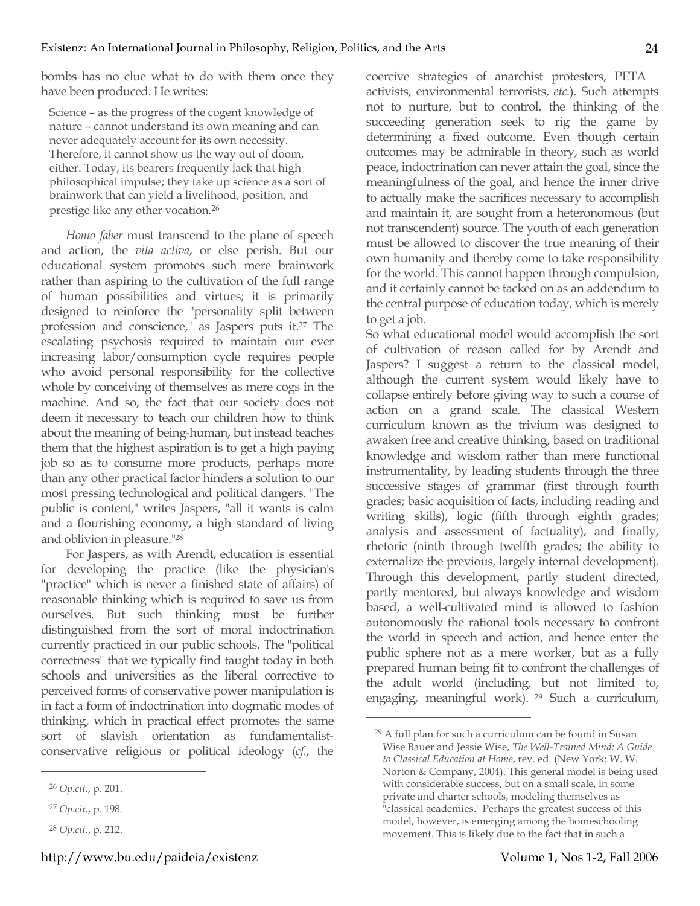bombs has no clue what to do with them once they have been produced. He writes:

> Science – as the progress of the cogent knowledge of nature – cannot understand its own meaning and can never adequately account for its own necessity. Therefore, it cannot show us the way out of doom, either. Today, its bearers frequently lack that high philosophical impulse; they take up science as a sort of brainwork that can yield a livelihood, position, and prestige like any other vocation.[26]

*Homo faber* must transcend to the plane of speech and action, the *vita activa*, or else perish. But our educational system promotes such mere brainwork rather than aspiring to the cultivation of the full range of human possibilities and virtues; it is primarily designed to reinforce the "personality split between profession and conscience," as Jaspers puts it.[27] The escalating psychosis required to maintain our ever increasing labor/consumption cycle requires people who avoid personal responsibility for the collective whole by conceiving of themselves as mere cogs in the machine. And so, the fact that our society does not deem it necessary to teach our children how to think about the meaning of being-human, but instead teaches them that the highest aspiration is to get a high paying job so as to consume more products, perhaps more than any other practical factor hinders a solution to our most pressing technological and political dangers. "The public is content," writes Jaspers, "all it wants is calm and a flourishing economy, a high standard of living and oblivion in pleasure."[28]

For Jaspers, as with Arendt, education is essential for developing the practice (like the physician's "practice" which is never a finished state of affairs) of reasonable thinking which is required to save us from ourselves. But such thinking must be further distinguished from the sort of moral indoctrination currently practiced in our public schools. The "political correctness" that we typically find taught today in both schools and universities as the liberal corrective to perceived forms of conservative power manipulation is in fact a form of indoctrination into dogmatic modes of thinking, which in practical effect promotes the same sort of slavish orientation as fundamentalist-conservative religious or political ideology (*cf.*, the coercive strategies of anarchist protesters, PETA activists, environmental terrorists, *etc.*). Such attempts not to nurture, but to control, the thinking of the succeeding generation seek to rig the game by determining a fixed outcome. Even though certain outcomes may be admirable in theory, such as world peace, indoctrination can never attain the goal, since the meaningfulness of the goal, and hence the inner drive to actually make the sacrifices necessary to accomplish and maintain it, are sought from a heteronomous (but not transcendent) source. The youth of each generation must be allowed to discover the true meaning of their own humanity and thereby come to take responsibility for the world. This cannot happen through compulsion, and it certainly cannot be tacked on as an addendum to the central purpose of education today, which is merely to get a job.

So what educational model would accomplish the sort of cultivation of reason called for by Arendt and Jaspers? I suggest a return to the classical model, although the current system would likely have to collapse entirely before giving way to such a course of action on a grand scale. The classical Western curriculum known as the trivium was designed to awaken free and creative thinking, based on traditional knowledge and wisdom rather than mere functional instrumentality, by leading students through the three successive stages of grammar (first through fourth grades; basic acquisition of facts, including reading and writing skills), logic (fifth through eighth grades; analysis and assessment of factuality), and finally, rhetoric (ninth through twelfth grades; the ability to externalize the previous, largely internal development). Through this development, partly student directed, partly mentored, but always knowledge and wisdom based, a well-cultivated mind is allowed to fashion autonomously the rational tools necessary to confront the world in speech and action, and hence enter the public sphere not as a mere worker, but as a fully prepared human being fit to confront the challenges of the adult world (including, but not limited to, engaging, meaningful work).[29] Such a curriculum,

---

[26] *Op.cit.*, p. 201.

[27] *Op.cit.*, p. 198.

[28] *Op.cit.*, p. 212.

[29] A full plan for such a curriculum can be found in Susan Wise Bauer and Jessie Wise, *The Well-Trained Mind: A Guide to Classical Education at Home*, rev. ed. (New York: W. W. Norton & Company, 2004). This general model is being used with considerable success, but on a small scale, in some private and charter schools, modeling themselves as "classical academies." Perhaps the greatest success of this model, however, is emerging among the homeschooling movement. This is likely due to the fact that in such a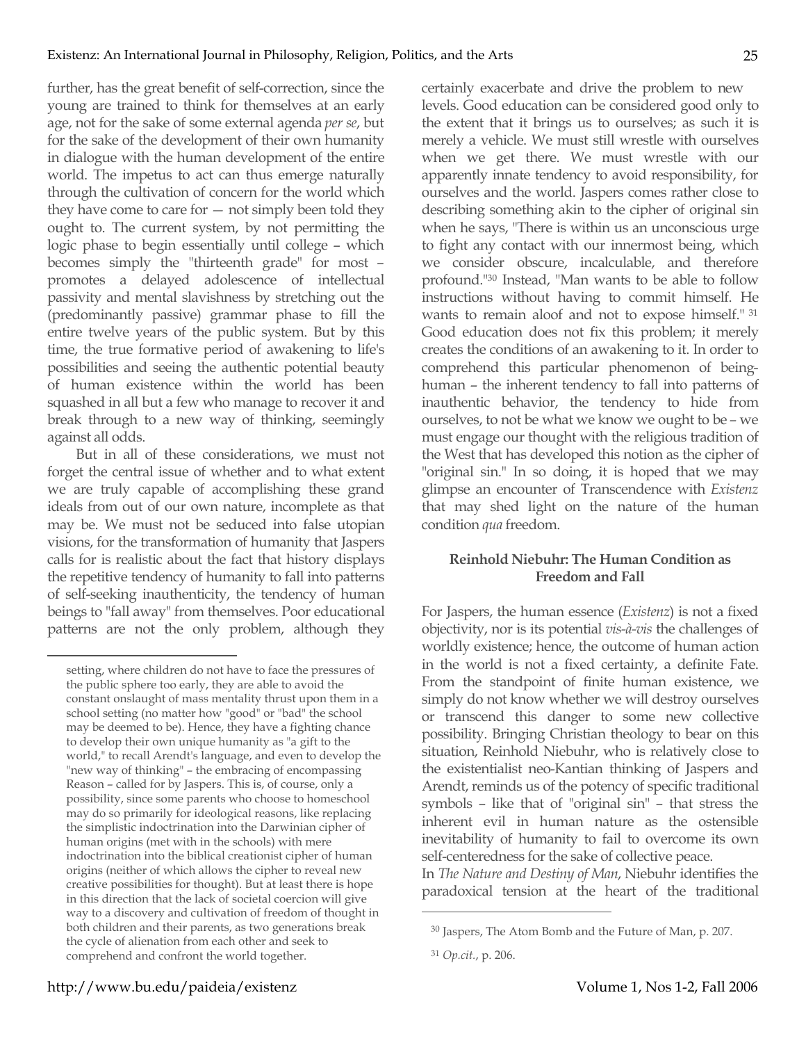further, has the great benefit of self-correction, since the young are trained to think for themselves at an early age, not for the sake of some external agenda *per se*, but for the sake of the development of their own humanity in dialogue with the human development of the entire world. The impetus to act can thus emerge naturally through the cultivation of concern for the world which they have come to care for — not simply been told they ought to. The current system, by not permitting the logic phase to begin essentially until college – which becomes simply the "thirteenth grade" for most – promotes a delayed adolescence of intellectual passivity and mental slavishness by stretching out the (predominantly passive) grammar phase to fill the entire twelve years of the public system. But by this time, the true formative period of awakening to life's possibilities and seeing the authentic potential beauty of human existence within the world has been squashed in all but a few who manage to recover it and break through to a new way of thinking, seemingly against all odds.

But in all of these considerations, we must not forget the central issue of whether and to what extent we are truly capable of accomplishing these grand ideals from out of our own nature, incomplete as that may be. We must not be seduced into false utopian visions, for the transformation of humanity that Jaspers calls for is realistic about the fact that history displays the repetitive tendency of humanity to fall into patterns of self-seeking inauthenticity, the tendency of human beings to "fall away" from themselves. Poor educational patterns are not the only problem, although they certainly exacerbate and drive the problem to new levels. Good education can be considered good only to the extent that it brings us to ourselves; as such it is merely a vehicle. We must still wrestle with ourselves when we get there. We must wrestle with our apparently innate tendency to avoid responsibility, for ourselves and the world. Jaspers comes rather close to describing something akin to the cipher of original sin when he says, "There is within us an unconscious urge to fight any contact with our innermost being, which we consider obscure, incalculable, and therefore profound."[30] Instead, "Man wants to be able to follow instructions without having to commit himself. He wants to remain aloof and not to expose himself." [31] Good education does not fix this problem; it merely creates the conditions of an awakening to it. In order to comprehend this particular phenomenon of being-human – the inherent tendency to fall into patterns of inauthentic behavior, the tendency to hide from ourselves, to not be what we know we ought to be – we must engage our thought with the religious tradition of the West that has developed this notion as the cipher of "original sin." In so doing, it is hoped that we may glimpse an encounter of Transcendence with *Existenz* that may shed light on the nature of the human condition *qua* freedom.

### Reinhold Niebuhr: The Human Condition as Freedom and Fall

For Jaspers, the human essence (*Existenz*) is not a fixed objectivity, nor is its potential *vis-à-vis* the challenges of worldly existence; hence, the outcome of human action in the world is not a fixed certainty, a definite Fate. From the standpoint of finite human existence, we simply do not know whether we will destroy ourselves or transcend this danger to some new collective possibility. Bringing Christian theology to bear on this situation, Reinhold Niebuhr, who is relatively close to the existentialist neo-Kantian thinking of Jaspers and Arendt, reminds us of the potency of specific traditional symbols – like that of "original sin" – that stress the inherent evil in human nature as the ostensible inevitability of humanity to fail to overcome its own self-centeredness for the sake of collective peace.

In *The Nature and Destiny of Man*, Niebuhr identifies the paradoxical tension at the heart of the traditional

---

setting, where children do not have to face the pressures of the public sphere too early, they are able to avoid the constant onslaught of mass mentality thrust upon them in a school setting (no matter how "good" or "bad" the school may be deemed to be). Hence, they have a fighting chance to develop their own unique humanity as "a gift to the world," to recall Arendt's language, and even to develop the "new way of thinking" – the embracing of encompassing Reason – called for by Jaspers. This is, of course, only a possibility, since some parents who choose to homeschool may do so primarily for ideological reasons, like replacing the simplistic indoctrination into the Darwinian cipher of human origins (met with in the schools) with mere indoctrination into the biblical creationist cipher of human origins (neither of which allows the cipher to reveal new creative possibilities for thought). But at least there is hope in this direction that the lack of societal coercion will give way to a discovery and cultivation of freedom of thought in both children and their parents, as two generations break the cycle of alienation from each other and seek to comprehend and confront the world together.

[30] Jaspers, The Atom Bomb and the Future of Man, p. 207.

[31] *Op.cit.*, p. 206.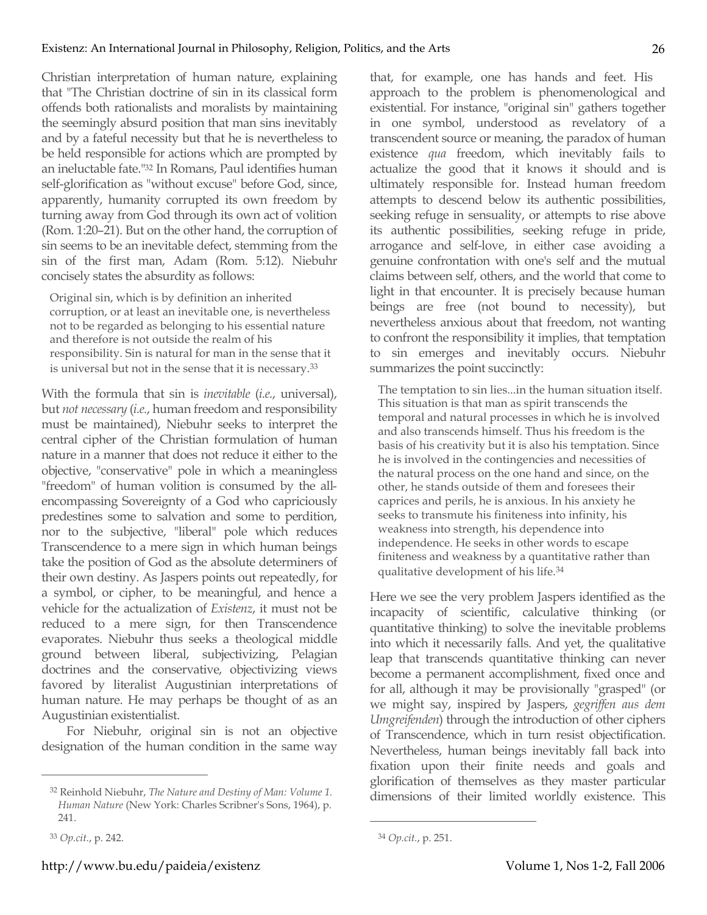Christian interpretation of human nature, explaining that "The Christian doctrine of sin in its classical form offends both rationalists and moralists by maintaining the seemingly absurd position that man sins inevitably and by a fateful necessity but that he is nevertheless to be held responsible for actions which are prompted by an ineluctable fate."[32] In Romans, Paul identifies human self-glorification as "without excuse" before God, since, apparently, humanity corrupted its own freedom by turning away from God through its own act of volition (Rom. 1:20–21). But on the other hand, the corruption of sin seems to be an inevitable defect, stemming from the sin of the first man, Adam (Rom. 5:12). Niebuhr concisely states the absurdity as follows:

> Original sin, which is by definition an inherited corruption, or at least an inevitable one, is nevertheless not to be regarded as belonging to his essential nature and therefore is not outside the realm of his responsibility. Sin is natural for man in the sense that it is universal but not in the sense that it is necessary.[33]

With the formula that sin is *inevitable* (*i.e.*, universal), but *not necessary* (*i.e.*, human freedom and responsibility must be maintained), Niebuhr seeks to interpret the central cipher of the Christian formulation of human nature in a manner that does not reduce it either to the objective, "conservative" pole in which a meaningless "freedom" of human volition is consumed by the all-encompassing Sovereignty of a God who capriciously predestines some to salvation and some to perdition, nor to the subjective, "liberal" pole which reduces Transcendence to a mere sign in which human beings take the position of God as the absolute determiners of their own destiny. As Jaspers points out repeatedly, for a symbol, or cipher, to be meaningful, and hence a vehicle for the actualization of *Existenz*, it must not be reduced to a mere sign, for then Transcendence evaporates. Niebuhr thus seeks a theological middle ground between liberal, subjectivizing, Pelagian doctrines and the conservative, objectivizing views favored by literalist Augustinian interpretations of human nature. He may perhaps be thought of as an Augustinian existentialist.

For Niebuhr, original sin is not an objective designation of the human condition in the same way that, for example, one has hands and feet. His approach to the problem is phenomenological and existential. For instance, "original sin" gathers together in one symbol, understood as revelatory of a transcendent source or meaning, the paradox of human existence *qua* freedom, which inevitably fails to actualize the good that it knows it should and is ultimately responsible for. Instead human freedom attempts to descend below its authentic possibilities, seeking refuge in sensuality, or attempts to rise above its authentic possibilities, seeking refuge in pride, arrogance and self-love, in either case avoiding a genuine confrontation with one's self and the mutual claims between self, others, and the world that come to light in that encounter. It is precisely because human beings are free (not bound to necessity), but nevertheless anxious about that freedom, not wanting to confront the responsibility it implies, that temptation to sin emerges and inevitably occurs. Niebuhr summarizes the point succinctly:

> The temptation to sin lies...in the human situation itself. This situation is that man as spirit transcends the temporal and natural processes in which he is involved and also transcends himself. Thus his freedom is the basis of his creativity but it is also his temptation. Since he is involved in the contingencies and necessities of the natural process on the one hand and since, on the other, he stands outside of them and foresees their caprices and perils, he is anxious. In his anxiety he seeks to transmute his finiteness into infinity, his weakness into strength, his dependence into independence. He seeks in other words to escape finiteness and weakness by a quantitative rather than qualitative development of his life.[34]

Here we see the very problem Jaspers identified as the incapacity of scientific, calculative thinking (or quantitative thinking) to solve the inevitable problems into which it necessarily falls. And yet, the qualitative leap that transcends quantitative thinking can never become a permanent accomplishment, fixed once and for all, although it may be provisionally "grasped" (or we might say, inspired by Jaspers, *gegriffen aus dem Umgreifenden*) through the introduction of other ciphers of Transcendence, which in turn resist objectification. Nevertheless, human beings inevitably fall back into fixation upon their finite needs and goals and glorification of themselves as they master particular dimensions of their limited worldly existence. This

[32] Reinhold Niebuhr, *The Nature and Destiny of Man: Volume 1. Human Nature* (New York: Charles Scribner's Sons, 1964), p. 241.

[33] *Op.cit.*, p. 242.

[34] *Op.cit.*, p. 251.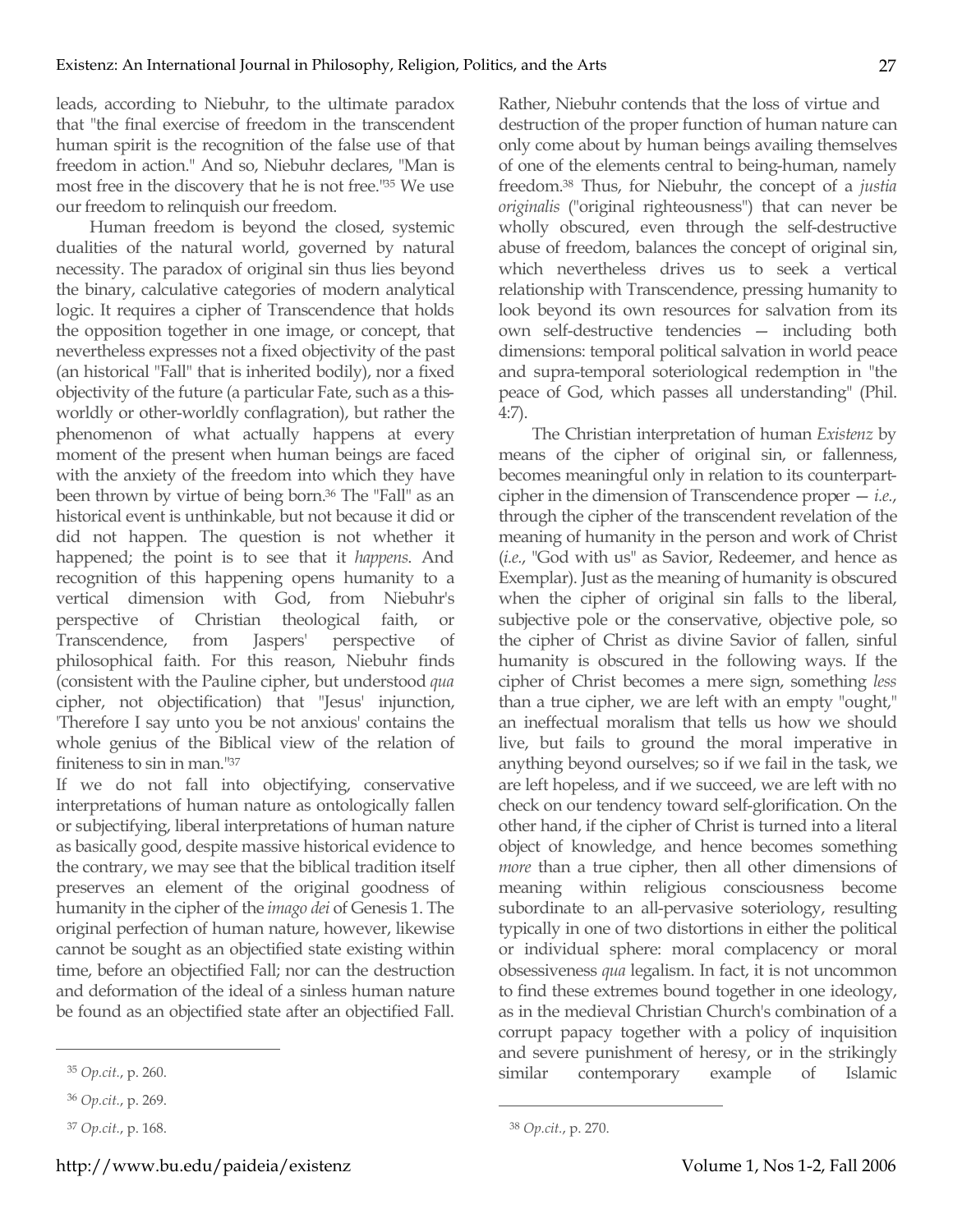leads, according to Niebuhr, to the ultimate paradox that "the final exercise of freedom in the transcendent human spirit is the recognition of the false use of that freedom in action." And so, Niebuhr declares, "Man is most free in the discovery that he is not free."[35] We use our freedom to relinquish our freedom.

Human freedom is beyond the closed, systemic dualities of the natural world, governed by natural necessity. The paradox of original sin thus lies beyond the binary, calculative categories of modern analytical logic. It requires a cipher of Transcendence that holds the opposition together in one image, or concept, that nevertheless expresses not a fixed objectivity of the past (an historical "Fall" that is inherited bodily), nor a fixed objectivity of the future (a particular Fate, such as a this-worldly or other-worldly conflagration), but rather the phenomenon of what actually happens at every moment of the present when human beings are faced with the anxiety of the freedom into which they have been thrown by virtue of being born.[36] The "Fall" as an historical event is unthinkable, but not because it did or did not happen. The question is not whether it happened; the point is to see that it *happens*. And recognition of this happening opens humanity to a vertical dimension with God, from Niebuhr's perspective of Christian theological faith, or Transcendence, from Jaspers' perspective of philosophical faith. For this reason, Niebuhr finds (consistent with the Pauline cipher, but understood *qua* cipher, not objectification) that "Jesus' injunction, 'Therefore I say unto you be not anxious' contains the whole genius of the Biblical view of the relation of finiteness to sin in man."[37]

If we do not fall into objectifying, conservative interpretations of human nature as ontologically fallen or subjectifying, liberal interpretations of human nature as basically good, despite massive historical evidence to the contrary, we may see that the biblical tradition itself preserves an element of the original goodness of humanity in the cipher of the *imago dei* of Genesis 1. The original perfection of human nature, however, likewise cannot be sought as an objectified state existing within time, before an objectified Fall; nor can the destruction and deformation of the ideal of a sinless human nature be found as an objectified state after an objectified Fall. Rather, Niebuhr contends that the loss of virtue and destruction of the proper function of human nature can only come about by human beings availing themselves of one of the elements central to being-human, namely freedom.[38] Thus, for Niebuhr, the concept of a *justia originalis* ("original righteousness") that can never be wholly obscured, even through the self-destructive abuse of freedom, balances the concept of original sin, which nevertheless drives us to seek a vertical relationship with Transcendence, pressing humanity to look beyond its own resources for salvation from its own self-destructive tendencies — including both dimensions: temporal political salvation in world peace and supra-temporal soteriological redemption in "the peace of God, which passes all understanding" (Phil. 4:7).

The Christian interpretation of human *Existenz* by means of the cipher of original sin, or fallenness, becomes meaningful only in relation to its counterpart-cipher in the dimension of Transcendence proper — *i.e.*, through the cipher of the transcendent revelation of the meaning of humanity in the person and work of Christ (*i.e.*, "God with us" as Savior, Redeemer, and hence as Exemplar). Just as the meaning of humanity is obscured when the cipher of original sin falls to the liberal, subjective pole or the conservative, objective pole, so the cipher of Christ as divine Savior of fallen, sinful humanity is obscured in the following ways. If the cipher of Christ becomes a mere sign, something *less* than a true cipher, we are left with an empty "ought," an ineffectual moralism that tells us how we should live, but fails to ground the moral imperative in anything beyond ourselves; so if we fail in the task, we are left hopeless, and if we succeed, we are left with no check on our tendency toward self-glorification. On the other hand, if the cipher of Christ is turned into a literal object of knowledge, and hence becomes something *more* than a true cipher, then all other dimensions of meaning within religious consciousness become subordinate to an all-pervasive soteriology, resulting typically in one of two distortions in either the political or individual sphere: moral complacency or moral obsessiveness *qua* legalism. In fact, it is not uncommon to find these extremes bound together in one ideology, as in the medieval Christian Church's combination of a corrupt papacy together with a policy of inquisition and severe punishment of heresy, or in the strikingly similar contemporary example of Islamic

---

[35] *Op.cit.*, p. 260.

[36] *Op.cit.*, p. 269.

[37] *Op.cit.*, p. 168.

[38] *Op.cit.*, p. 270.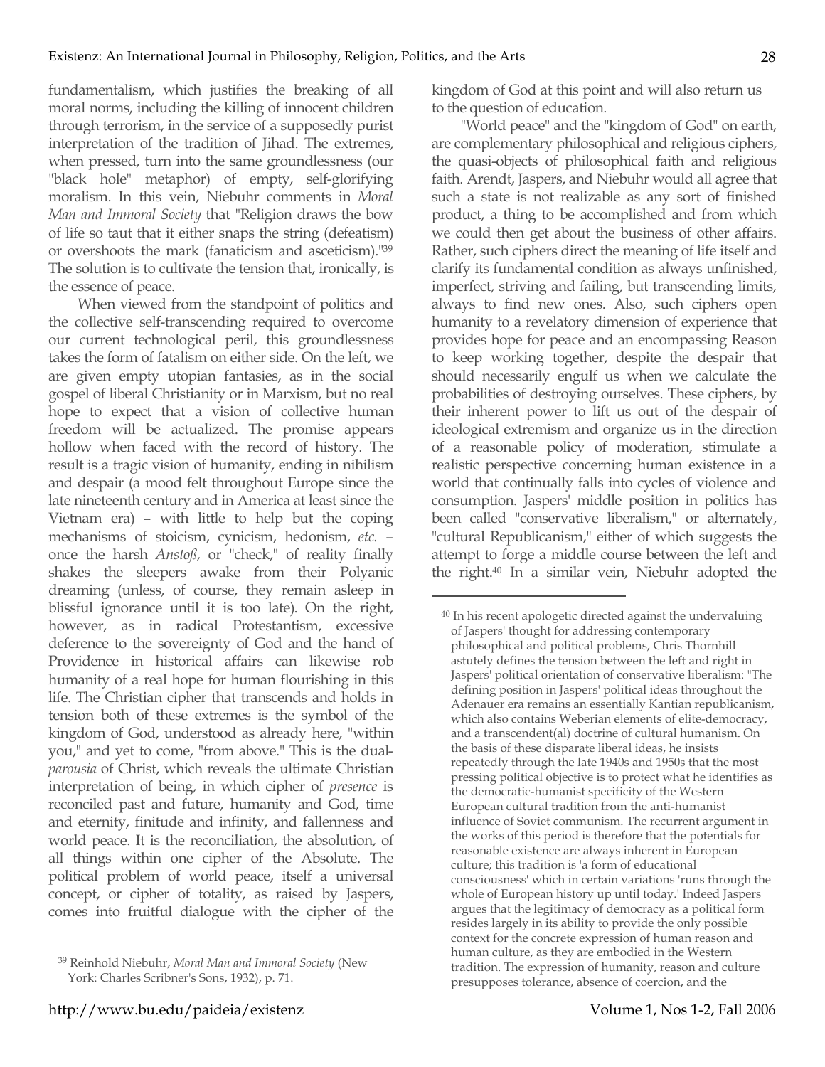fundamentalism, which justifies the breaking of all moral norms, including the killing of innocent children through terrorism, in the service of a supposedly purist interpretation of the tradition of Jihad. The extremes, when pressed, turn into the same groundlessness (our "black hole" metaphor) of empty, self-glorifying moralism. In this vein, Niebuhr comments in *Moral Man and Immoral Society* that "Religion draws the bow of life so taut that it either snaps the string (defeatism) or overshoots the mark (fanaticism and asceticism)."[39] The solution is to cultivate the tension that, ironically, is the essence of peace.

When viewed from the standpoint of politics and the collective self-transcending required to overcome our current technological peril, this groundlessness takes the form of fatalism on either side. On the left, we are given empty utopian fantasies, as in the social gospel of liberal Christianity or in Marxism, but no real hope to expect that a vision of collective human freedom will be actualized. The promise appears hollow when faced with the record of history. The result is a tragic vision of humanity, ending in nihilism and despair (a mood felt throughout Europe since the late nineteenth century and in America at least since the Vietnam era) – with little to help but the coping mechanisms of stoicism, cynicism, hedonism, *etc.* – once the harsh *Anstoß*, or "check," of reality finally shakes the sleepers awake from their Polyanic dreaming (unless, of course, they remain asleep in blissful ignorance until it is too late). On the right, however, as in radical Protestantism, excessive deference to the sovereignty of God and the hand of Providence in historical affairs can likewise rob humanity of a real hope for human flourishing in this life. The Christian cipher that transcends and holds in tension both of these extremes is the symbol of the kingdom of God, understood as already here, "within you," and yet to come, "from above." This is the dual-*parousia* of Christ, which reveals the ultimate Christian interpretation of being, in which cipher of *presence* is reconciled past and future, humanity and God, time and eternity, finitude and infinity, and fallenness and world peace. It is the reconciliation, the absolution, of all things within one cipher of the Absolute. The political problem of world peace, itself a universal concept, or cipher of totality, as raised by Jaspers, comes into fruitful dialogue with the cipher of the kingdom of God at this point and will also return us to the question of education.

"World peace" and the "kingdom of God" on earth, are complementary philosophical and religious ciphers, the quasi-objects of philosophical faith and religious faith. Arendt, Jaspers, and Niebuhr would all agree that such a state is not realizable as any sort of finished product, a thing to be accomplished and from which we could then get about the business of other affairs. Rather, such ciphers direct the meaning of life itself and clarify its fundamental condition as always unfinished, imperfect, striving and failing, but transcending limits, always to find new ones. Also, such ciphers open humanity to a revelatory dimension of experience that provides hope for peace and an encompassing Reason to keep working together, despite the despair that should necessarily engulf us when we calculate the probabilities of destroying ourselves. These ciphers, by their inherent power to lift us out of the despair of ideological extremism and organize us in the direction of a reasonable policy of moderation, stimulate a realistic perspective concerning human existence in a world that continually falls into cycles of violence and consumption. Jaspers' middle position in politics has been called "conservative liberalism," or alternately, "cultural Republicanism," either of which suggests the attempt to forge a middle course between the left and the right.[40] In a similar vein, Niebuhr adopted the

---

[39] Reinhold Niebuhr, *Moral Man and Immoral Society* (New York: Charles Scribner's Sons, 1932), p. 71.

[40] In his recent apologetic directed against the undervaluing of Jaspers' thought for addressing contemporary philosophical and political problems, Chris Thornhill astutely defines the tension between the left and right in Jaspers' political orientation of conservative liberalism: "The defining position in Jaspers' political ideas throughout the Adenauer era remains an essentially Kantian republicanism, which also contains Weberian elements of elite-democracy, and a transcendent(al) doctrine of cultural humanism. On the basis of these disparate liberal ideas, he insists repeatedly through the late 1940s and 1950s that the most pressing political objective is to protect what he identifies as the democratic-humanist specificity of the Western European cultural tradition from the anti-humanist influence of Soviet communism. The recurrent argument in the works of this period is therefore that the potentials for reasonable existence are always inherent in European culture; this tradition is 'a form of educational consciousness' which in certain variations 'runs through the whole of European history up until today.' Indeed Jaspers argues that the legitimacy of democracy as a political form resides largely in its ability to provide the only possible context for the concrete expression of human reason and human culture, as they are embodied in the Western tradition. The expression of humanity, reason and culture presupposes tolerance, absence of coercion, and the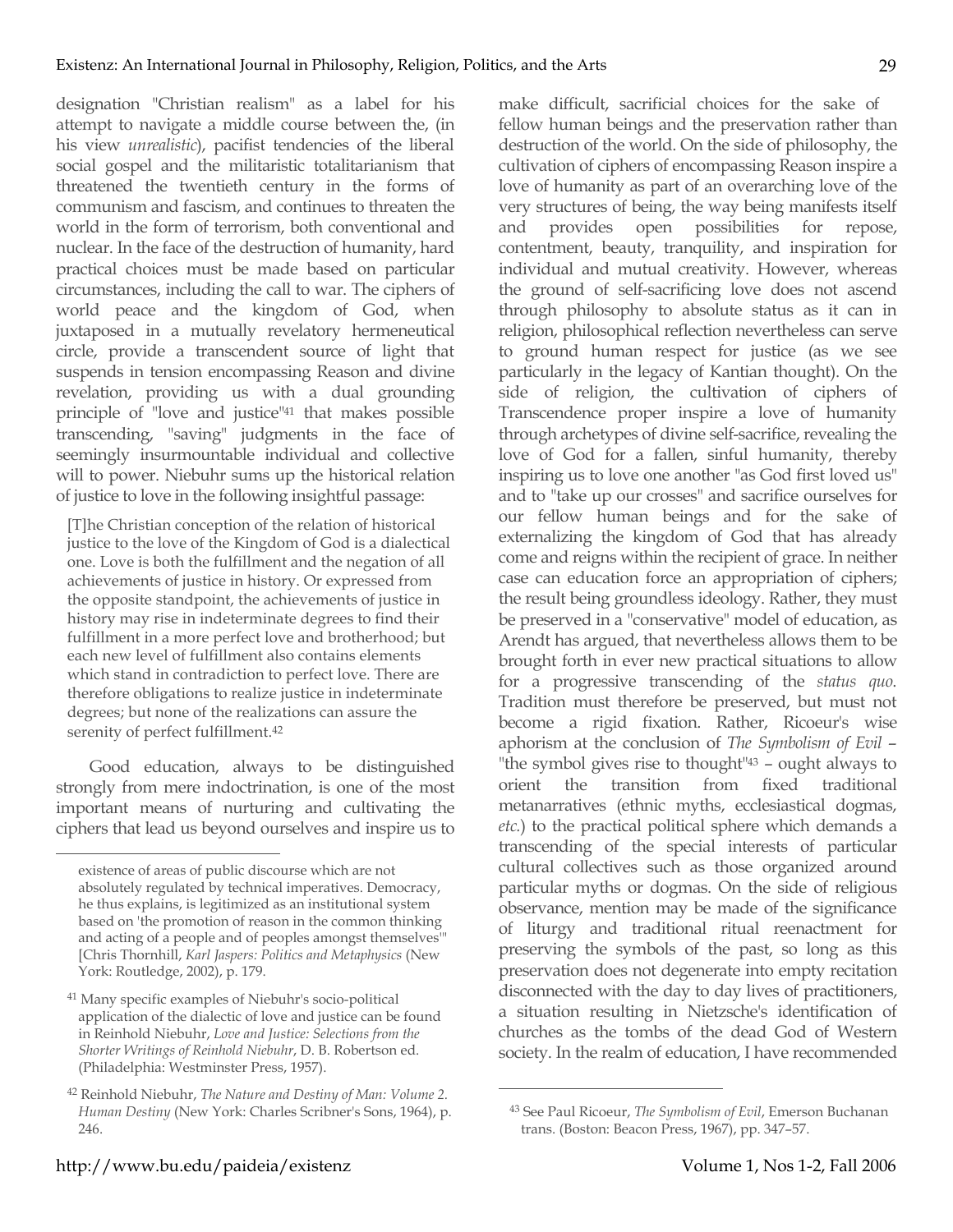designation "Christian realism" as a label for his attempt to navigate a middle course between the, (in his view *unrealistic*), pacifist tendencies of the liberal social gospel and the militaristic totalitarianism that threatened the twentieth century in the forms of communism and fascism, and continues to threaten the world in the form of terrorism, both conventional and nuclear. In the face of the destruction of humanity, hard practical choices must be made based on particular circumstances, including the call to war. The ciphers of world peace and the kingdom of God, when juxtaposed in a mutually revelatory hermeneutical circle, provide a transcendent source of light that suspends in tension encompassing Reason and divine revelation, providing us with a dual grounding principle of "love and justice"[41] that makes possible transcending, "saving" judgments in the face of seemingly insurmountable individual and collective will to power. Niebuhr sums up the historical relation of justice to love in the following insightful passage:

> [T]he Christian conception of the relation of historical justice to the love of the Kingdom of God is a dialectical one. Love is both the fulfillment and the negation of all achievements of justice in history. Or expressed from the opposite standpoint, the achievements of justice in history may rise in indeterminate degrees to find their fulfillment in a more perfect love and brotherhood; but each new level of fulfillment also contains elements which stand in contradiction to perfect love. There are therefore obligations to realize justice in indeterminate degrees; but none of the realizations can assure the serenity of perfect fulfillment.[42]

Good education, always to be distinguished strongly from mere indoctrination, is one of the most important means of nurturing and cultivating the ciphers that lead us beyond ourselves and inspire us to make difficult, sacrificial choices for the sake of fellow human beings and the preservation rather than destruction of the world. On the side of philosophy, the cultivation of ciphers of encompassing Reason inspire a love of humanity as part of an overarching love of the very structures of being, the way being manifests itself and provides open possibilities for repose, contentment, beauty, tranquility, and inspiration for individual and mutual creativity. However, whereas the ground of self-sacrificing love does not ascend through philosophy to absolute status as it can in religion, philosophical reflection nevertheless can serve to ground human respect for justice (as we see particularly in the legacy of Kantian thought). On the side of religion, the cultivation of ciphers of Transcendence proper inspire a love of humanity through archetypes of divine self-sacrifice, revealing the love of God for a fallen, sinful humanity, thereby inspiring us to love one another "as God first loved us" and to "take up our crosses" and sacrifice ourselves for our fellow human beings and for the sake of externalizing the kingdom of God that has already come and reigns within the recipient of grace. In neither case can education force an appropriation of ciphers; the result being groundless ideology. Rather, they must be preserved in a "conservative" model of education, as Arendt has argued, that nevertheless allows them to be brought forth in ever new practical situations to allow for a progressive transcending of the *status quo*. Tradition must therefore be preserved, but must not become a rigid fixation. Rather, Ricoeur's wise aphorism at the conclusion of *The Symbolism of Evil* – "the symbol gives rise to thought"[43] – ought always to orient the transition from fixed traditional metanarratives (ethnic myths, ecclesiastical dogmas, *etc.*) to the practical political sphere which demands a transcending of the special interests of particular cultural collectives such as those organized around particular myths or dogmas. On the side of religious observance, mention may be made of the significance of liturgy and traditional ritual reenactment for preserving the symbols of the past, so long as this preservation does not degenerate into empty recitation disconnected with the day to day lives of practitioners, a situation resulting in Nietzsche's identification of churches as the tombs of the dead God of Western society. In the realm of education, I have recommended

---

existence of areas of public discourse which are not absolutely regulated by technical imperatives. Democracy, he thus explains, is legitimized as an institutional system based on 'the promotion of reason in the common thinking and acting of a people and of peoples amongst themselves'" [Chris Thornhill, *Karl Jaspers: Politics and Metaphysics* (New York: Routledge, 2002), p. 179.

[41] Many specific examples of Niebuhr's socio-political application of the dialectic of love and justice can be found in Reinhold Niebuhr, *Love and Justice: Selections from the Shorter Writings of Reinhold Niebuhr*, D. B. Robertson ed. (Philadelphia: Westminster Press, 1957).

[42] Reinhold Niebuhr, *The Nature and Destiny of Man: Volume 2. Human Destiny* (New York: Charles Scribner's Sons, 1964), p. 246.

[43] See Paul Ricoeur, *The Symbolism of Evil*, Emerson Buchanan trans. (Boston: Beacon Press, 1967), pp. 347–57.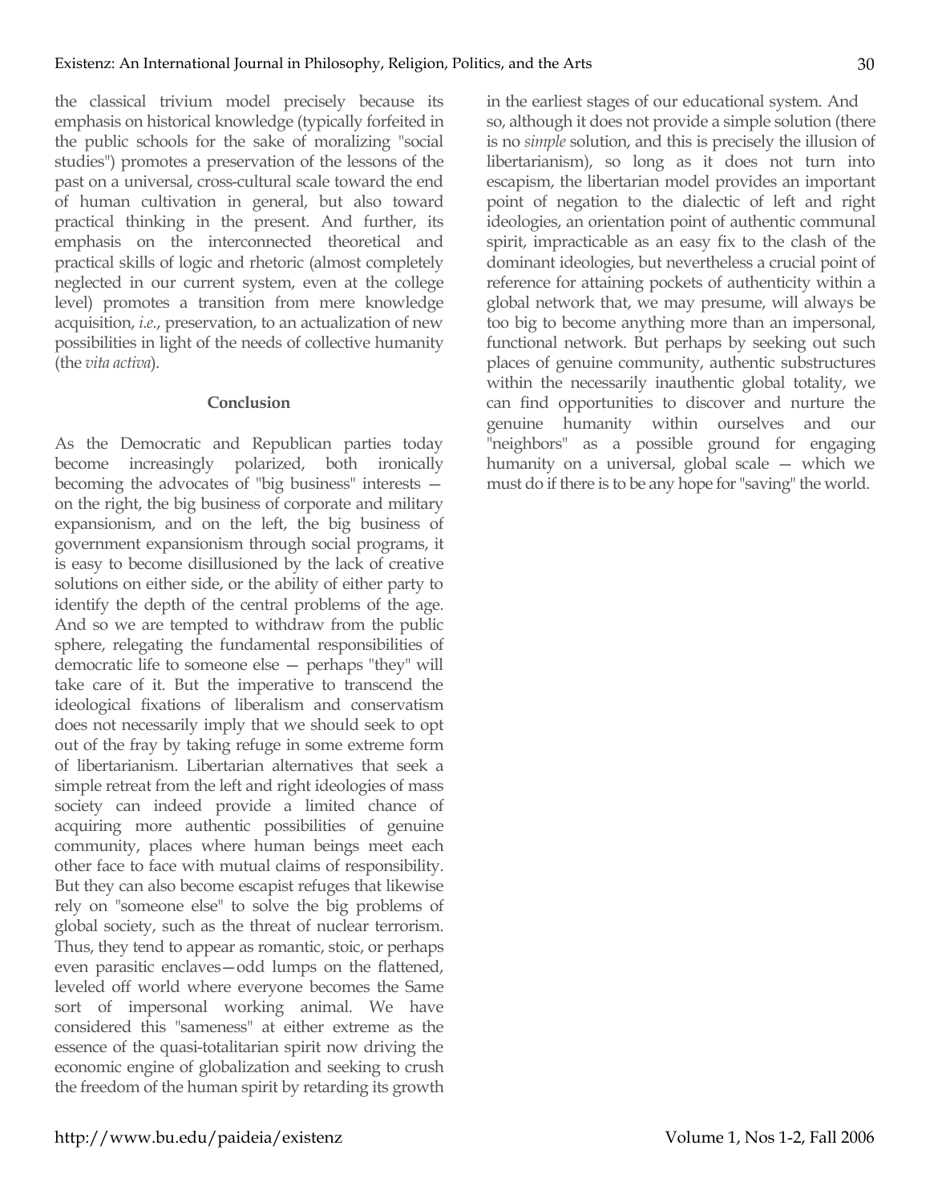the classical trivium model precisely because its emphasis on historical knowledge (typically forfeited in the public schools for the sake of moralizing "social studies") promotes a preservation of the lessons of the past on a universal, cross-cultural scale toward the end of human cultivation in general, but also toward practical thinking in the present. And further, its emphasis on the interconnected theoretical and practical skills of logic and rhetoric (almost completely neglected in our current system, even at the college level) promotes a transition from mere knowledge acquisition, *i.e.*, preservation, to an actualization of new possibilities in light of the needs of collective humanity (the *vita activa*).

## Conclusion

As the Democratic and Republican parties today become increasingly polarized, both ironically becoming the advocates of "big business" interests — on the right, the big business of corporate and military expansionism, and on the left, the big business of government expansionism through social programs, it is easy to become disillusioned by the lack of creative solutions on either side, or the ability of either party to identify the depth of the central problems of the age. And so we are tempted to withdraw from the public sphere, relegating the fundamental responsibilities of democratic life to someone else — perhaps "they" will take care of it. But the imperative to transcend the ideological fixations of liberalism and conservatism does not necessarily imply that we should seek to opt out of the fray by taking refuge in some extreme form of libertarianism. Libertarian alternatives that seek a simple retreat from the left and right ideologies of mass society can indeed provide a limited chance of acquiring more authentic possibilities of genuine community, places where human beings meet each other face to face with mutual claims of responsibility. But they can also become escapist refuges that likewise rely on "someone else" to solve the big problems of global society, such as the threat of nuclear terrorism. Thus, they tend to appear as romantic, stoic, or perhaps even parasitic enclaves—odd lumps on the flattened, leveled off world where everyone becomes the Same sort of impersonal working animal. We have considered this "sameness" at either extreme as the essence of the quasi-totalitarian spirit now driving the economic engine of globalization and seeking to crush the freedom of the human spirit by retarding its growth in the earliest stages of our educational system. And so, although it does not provide a simple solution (there is no *simple* solution, and this is precisely the illusion of libertarianism), so long as it does not turn into escapism, the libertarian model provides an important point of negation to the dialectic of left and right ideologies, an orientation point of authentic communal spirit, impracticable as an easy fix to the clash of the dominant ideologies, but nevertheless a crucial point of reference for attaining pockets of authenticity within a global network that, we may presume, will always be too big to become anything more than an impersonal, functional network. But perhaps by seeking out such places of genuine community, authentic substructures within the necessarily inauthentic global totality, we can find opportunities to discover and nurture the genuine humanity within ourselves and our "neighbors" as a possible ground for engaging humanity on a universal, global scale — which we must do if there is to be any hope for "saving" the world.